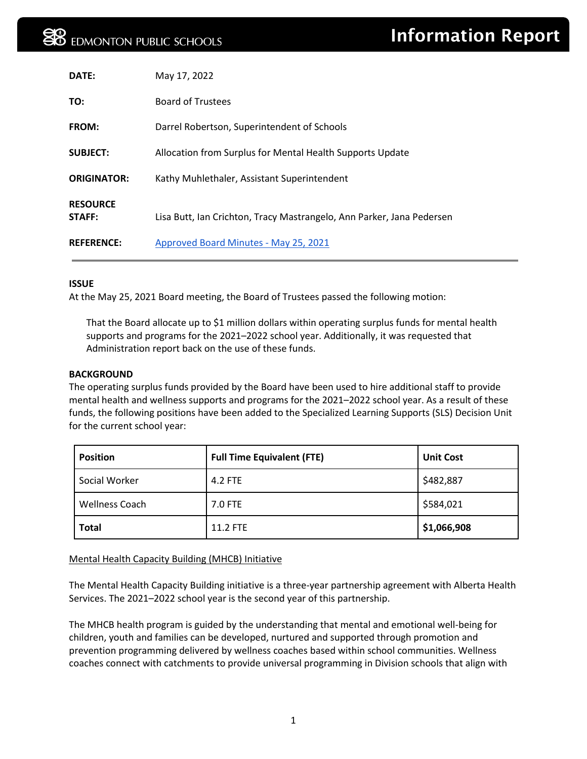# Information Report

EDMONTON PUBLIC SCHOOLS

| | |
|---|---|
| **DATE:** | May 17, 2022 |
| **TO:** | Board of Trustees |
| **FROM:** | Darrel Robertson, Superintendent of Schools |
| **SUBJECT:** | Allocation from Surplus for Mental Health Supports Update |
| **ORIGINATOR:** | Kathy Muhlethaler, Assistant Superintendent |
| **RESOURCE STAFF:** | Lisa Butt, Ian Crichton, Tracy Mastrangelo, Ann Parker, Jana Pedersen |
| **REFERENCE:** | [Approved Board Minutes - May 25, 2021]() |

**ISSUE**

At the May 25, 2021 Board meeting, the Board of Trustees passed the following motion:

> That the Board allocate up to $1 million dollars within operating surplus funds for mental health supports and programs for the 2021–2022 school year. Additionally, it was requested that Administration report back on the use of these funds.

**BACKGROUND**

The operating surplus funds provided by the Board have been used to hire additional staff to provide mental health and wellness supports and programs for the 2021–2022 school year. As a result of these funds, the following positions have been added to the Specialized Learning Supports (SLS) Decision Unit for the current school year:

| Position | Full Time Equivalent (FTE) | Unit Cost |
|---|---|---|
| Social Worker | 4.2 FTE | $482,887 |
| Wellness Coach | 7.0 FTE | $584,021 |
| **Total** | 11.2 FTE | **$1,066,908** |

Mental Health Capacity Building (MHCB) Initiative

The Mental Health Capacity Building initiative is a three-year partnership agreement with Alberta Health Services. The 2021–2022 school year is the second year of this partnership.

The MHCB health program is guided by the understanding that mental and emotional well-being for children, youth and families can be developed, nurtured and supported through promotion and prevention programming delivered by wellness coaches based within school communities. Wellness coaches connect with catchments to provide universal programming in Division schools that align with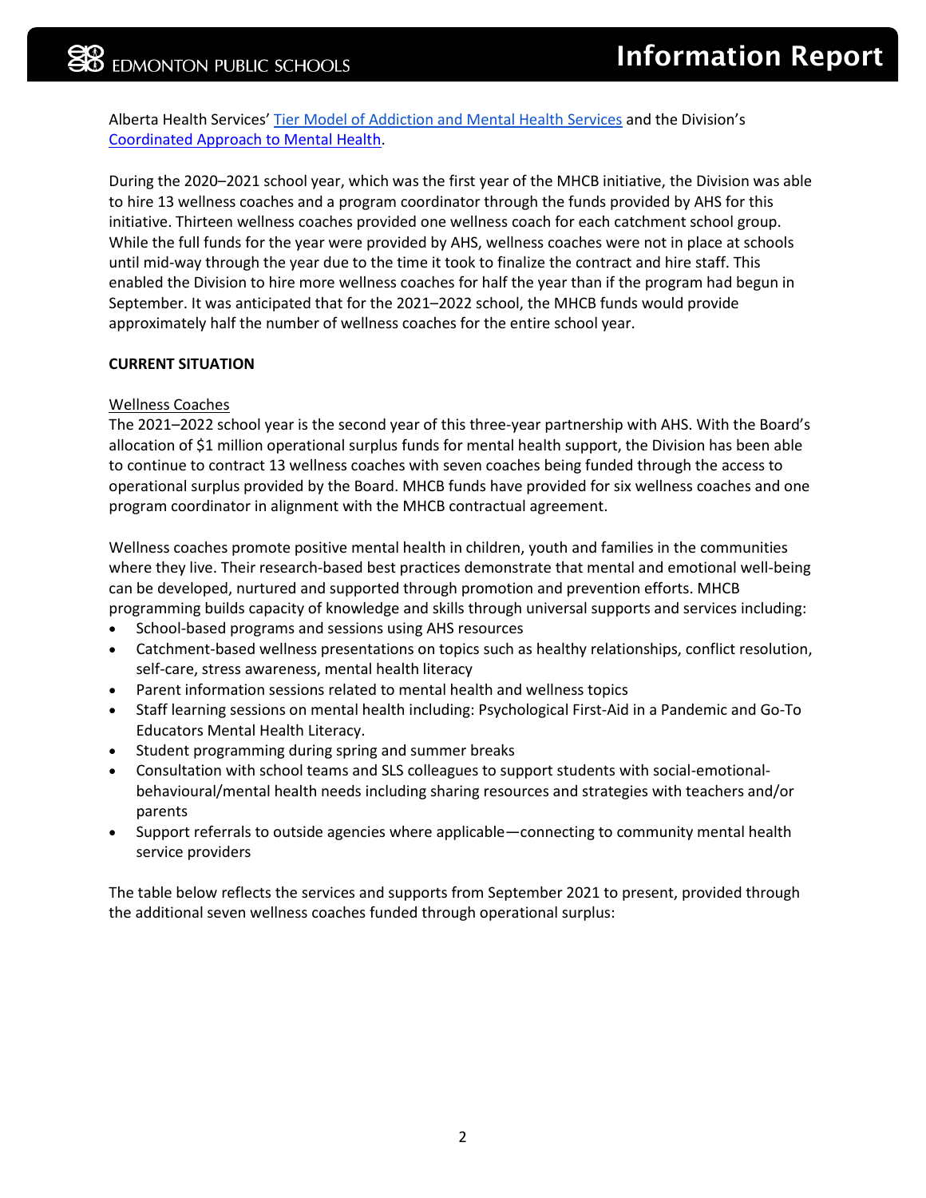Alberta Health Services' [Tier Model of Addiction and Mental Health Services] and the Division's [Coordinated Approach to Mental Health].

During the 2020–2021 school year, which was the first year of the MHCB initiative, the Division was able to hire 13 wellness coaches and a program coordinator through the funds provided by AHS for this initiative. Thirteen wellness coaches provided one wellness coach for each catchment school group. While the full funds for the year were provided by AHS, wellness coaches were not in place at schools until mid-way through the year due to the time it took to finalize the contract and hire staff. This enabled the Division to hire more wellness coaches for half the year than if the program had begun in September. It was anticipated that for the 2021–2022 school, the MHCB funds would provide approximately half the number of wellness coaches for the entire school year.

**CURRENT SITUATION**

Wellness Coaches

The 2021–2022 school year is the second year of this three-year partnership with AHS. With the Board's allocation of $1 million operational surplus funds for mental health support, the Division has been able to continue to contract 13 wellness coaches with seven coaches being funded through the access to operational surplus provided by the Board. MHCB funds have provided for six wellness coaches and one program coordinator in alignment with the MHCB contractual agreement.

Wellness coaches promote positive mental health in children, youth and families in the communities where they live. Their research-based best practices demonstrate that mental and emotional well-being can be developed, nurtured and supported through promotion and prevention efforts. MHCB programming builds capacity of knowledge and skills through universal supports and services including:

- School-based programs and sessions using AHS resources
- Catchment-based wellness presentations on topics such as healthy relationships, conflict resolution, self-care, stress awareness, mental health literacy
- Parent information sessions related to mental health and wellness topics
- Staff learning sessions on mental health including: Psychological First-Aid in a Pandemic and Go-To Educators Mental Health Literacy.
- Student programming during spring and summer breaks
- Consultation with school teams and SLS colleagues to support students with social-emotional-behavioural/mental health needs including sharing resources and strategies with teachers and/or parents
- Support referrals to outside agencies where applicable—connecting to community mental health service providers

The table below reflects the services and supports from September 2021 to present, provided through the additional seven wellness coaches funded through operational surplus: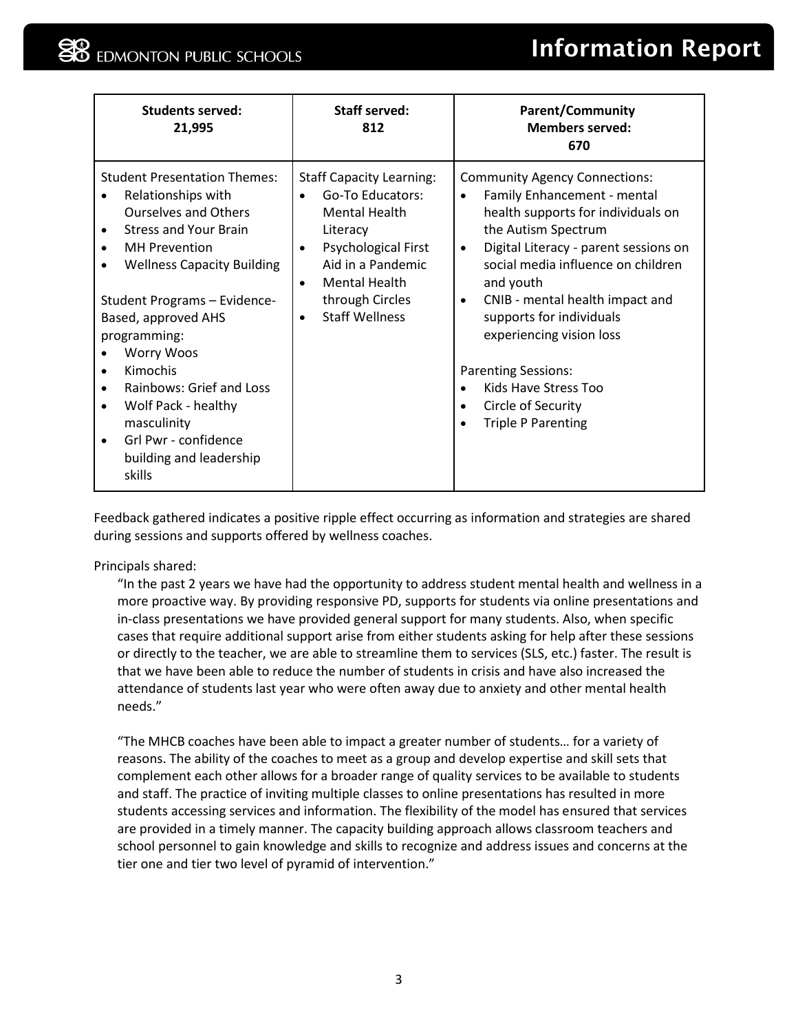| **Students served: 21,995** | **Staff served: 812** | **Parent/Community Members served: 670** |
|---|---|---|
| Student Presentation Themes:<br>• Relationships with Ourselves and Others<br>• Stress and Your Brain<br>• MH Prevention<br>• Wellness Capacity Building<br><br>Student Programs – Evidence-Based, approved AHS programming:<br>• Worry Woos<br>• Kimochis<br>• Rainbows: Grief and Loss<br>• Wolf Pack - healthy masculinity<br>• Grl Pwr - confidence building and leadership skills | Staff Capacity Learning:<br>• Go-To Educators: Mental Health Literacy<br>• Psychological First Aid in a Pandemic<br>• Mental Health through Circles<br>• Staff Wellness | Community Agency Connections:<br>• Family Enhancement - mental health supports for individuals on the Autism Spectrum<br>• Digital Literacy - parent sessions on social media influence on children and youth<br>• CNIB - mental health impact and supports for individuals experiencing vision loss<br><br>Parenting Sessions:<br>• Kids Have Stress Too<br>• Circle of Security<br>• Triple P Parenting |

Feedback gathered indicates a positive ripple effect occurring as information and strategies are shared during sessions and supports offered by wellness coaches.

Principals shared:

> "In the past 2 years we have had the opportunity to address student mental health and wellness in a more proactive way. By providing responsive PD, supports for students via online presentations and in-class presentations we have provided general support for many students. Also, when specific cases that require additional support arise from either students asking for help after these sessions or directly to the teacher, we are able to streamline them to services (SLS, etc.) faster. The result is that we have been able to reduce the number of students in crisis and have also increased the attendance of students last year who were often away due to anxiety and other mental health needs."
>
> "The MHCB coaches have been able to impact a greater number of students… for a variety of reasons. The ability of the coaches to meet as a group and develop expertise and skill sets that complement each other allows for a broader range of quality services to be available to students and staff. The practice of inviting multiple classes to online presentations has resulted in more students accessing services and information. The flexibility of the model has ensured that services are provided in a timely manner. The capacity building approach allows classroom teachers and school personnel to gain knowledge and skills to recognize and address issues and concerns at the tier one and tier two level of pyramid of intervention."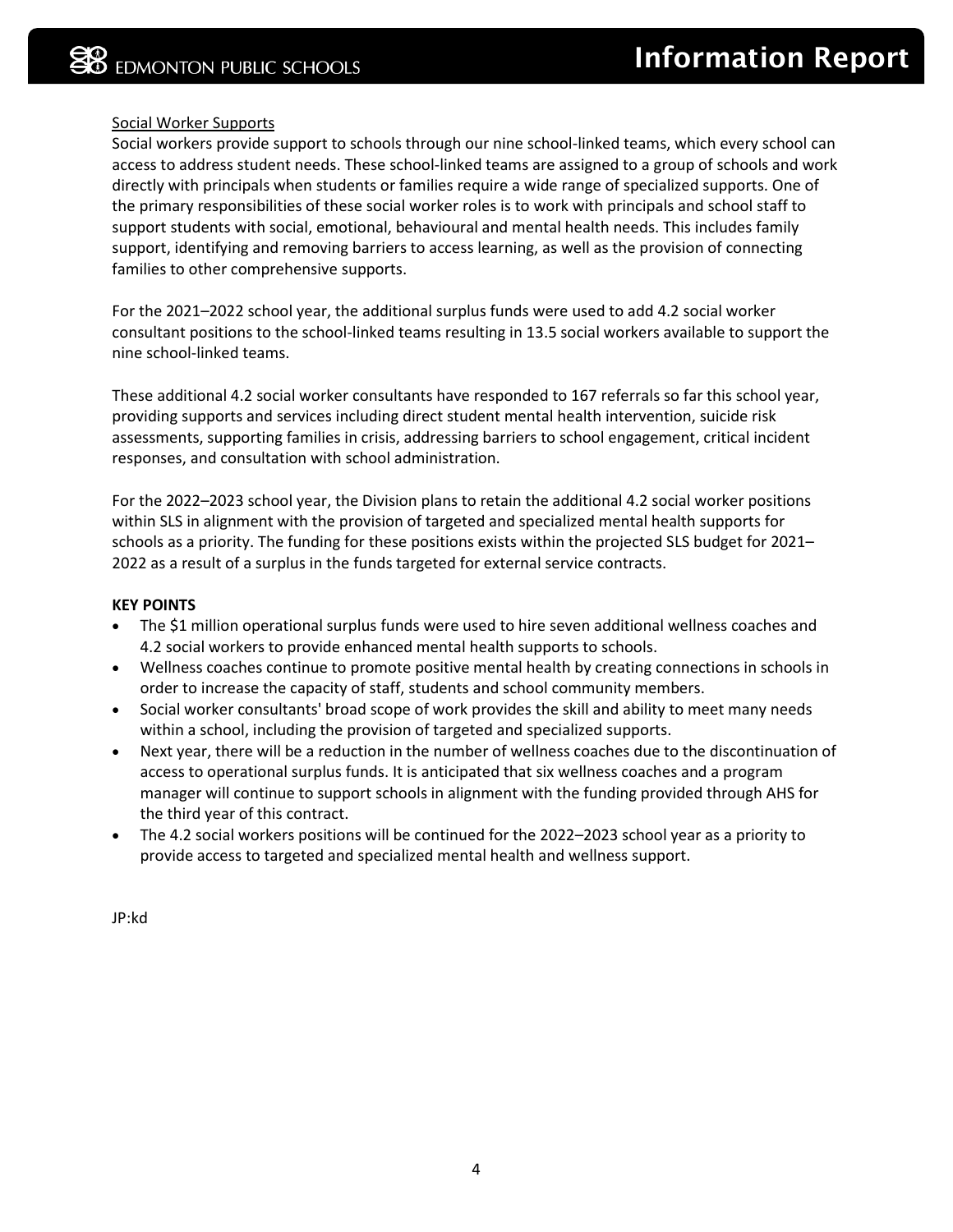Social Worker Supports

Social workers provide support to schools through our nine school-linked teams, which every school can access to address student needs. These school-linked teams are assigned to a group of schools and work directly with principals when students or families require a wide range of specialized supports. One of the primary responsibilities of these social worker roles is to work with principals and school staff to support students with social, emotional, behavioural and mental health needs. This includes family support, identifying and removing barriers to access learning, as well as the provision of connecting families to other comprehensive supports.

For the 2021–2022 school year, the additional surplus funds were used to add 4.2 social worker consultant positions to the school-linked teams resulting in 13.5 social workers available to support the nine school-linked teams.

These additional 4.2 social worker consultants have responded to 167 referrals so far this school year, providing supports and services including direct student mental health intervention, suicide risk assessments, supporting families in crisis, addressing barriers to school engagement, critical incident responses, and consultation with school administration.

For the 2022–2023 school year, the Division plans to retain the additional 4.2 social worker positions within SLS in alignment with the provision of targeted and specialized mental health supports for schools as a priority. The funding for these positions exists within the projected SLS budget for 2021–2022 as a result of a surplus in the funds targeted for external service contracts.

**KEY POINTS**

- The $1 million operational surplus funds were used to hire seven additional wellness coaches and 4.2 social workers to provide enhanced mental health supports to schools.
- Wellness coaches continue to promote positive mental health by creating connections in schools in order to increase the capacity of staff, students and school community members.
- Social worker consultants' broad scope of work provides the skill and ability to meet many needs within a school, including the provision of targeted and specialized supports.
- Next year, there will be a reduction in the number of wellness coaches due to the discontinuation of access to operational surplus funds. It is anticipated that six wellness coaches and a program manager will continue to support schools in alignment with the funding provided through AHS for the third year of this contract.
- The 4.2 social workers positions will be continued for the 2022–2023 school year as a priority to provide access to targeted and specialized mental health and wellness support.

JP:kd